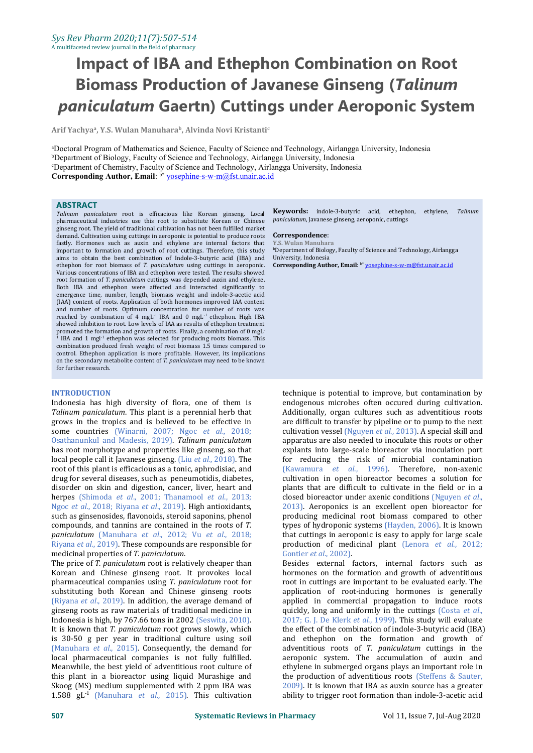# Impact of IBA and Ethephon Combination on Root Biomass Production of Javanese Ginseng (*Talinum paniculatum* Gaertn) Cuttings under Aeroponic System

**Arif Yachya[a], Y.S. Wulan Manuhara[b], Alvinda Novi Kristanti[c]**

[a]Doctoral Program of Mathematics and Science, Faculty of Science and Technology, Airlangga University, Indonesia
[b]Department of Biology, Faculty of Science and Technology, Airlangga University, Indonesia
[c]Department of Chemistry, Faculty of Science and Technology, Airlangga University, Indonesia
**Corresponding Author, Email**: [b*] yosephine-s-w-m@fst.unair.ac.id

## ABSTRACT

*Talinum paniculatum* root is efficacious like Korean ginseng. Local pharmaceutical industries use this root to substitute Korean or Chinese ginseng root. The yield of traditional cultivation has not been fulfilled market demand. Cultivation using cuttings in aeroponic is potential to produce roots fastly. Hormones such as auxin and ethylene are internal factors that important to formation and growth of root cuttings. Therefore, this study aims to obtain the best combination of Indole-3-butyric acid (IBA) and ethephon for root biomass of *T. paniculatum* using cuttings in aeroponic. Various concentrations of IBA and ethephon were tested. The results showed root formation of *T. paniculatum* cuttings was depended auxin and ethylene. Both IBA and ethephon were affected and interacted significantly to emergence time, number, length, biomass weight and indole-3-acetic acid (IAA) content of roots. Application of both hormones improved IAA content and number of roots. Optimum concentration for number of roots was reached by combination of 4 $mgL^{-1}$ IBA and 0 $mgL^{-1}$ ethephon. High IBA showed inhibition to root. Low levels of IAA as results of ethephon treatment promoted the formation and growth of roots. Finally, a combination of 0 $mgL^{-1}$ IBA and 1 $mgl^{-1}$ ethephon was selected for producing roots biomass. This combination produced fresh weight of root biomass 1.5 times compared to control. Ethephon application is more profitable. However, its implications on the secondary metabolite content of *T. paniculatum* may need to be known for further research.

**Keywords:** indole-3-butyric acid, ethephon, ethylene, *Talinum paniculatum*, Javanese ginseng, aeroponic, cuttings

**Correspondence**:
Y.S. Wulan Manuhara
[b]Department of Biology, Faculty of Science and Technology, Airlangga University, Indonesia
**Corresponding Author, Email**: [b*] yosephine-s-w-m@fst.unair.ac.id

## INTRODUCTION

Indonesia has high diversity of flora, one of them is *Talinum paniculatum*. This plant is a perennial herb that grows in the tropics and is believed to be effective in some countries (Winarni, 2007; Ngoc *et al*., 2018; Osathanunkul and Madesis, 2019). *Talinum paniculatum* has root morphotype and properties like ginseng, so that local people call it Javanese ginseng. (Liu *et al*., 2018). The root of this plant is efficacious as a tonic, aphrodisiac, and drug for several diseases, such as peneumotidis, diabetes, disorder on skin and digestion, cancer, liver, heart and herpes (Shimoda *et al*., 2001; Thanamool *et al*., 2013; Ngoc *et al*., 2018; Riyana *et al*., 2019). High antioxidants, such as ginsenosides, flavonoids, steroid saponins, phenol compounds, and tannins are contained in the roots of *T. paniculatum* (Manuhara *et al*., 2012; Vu *et al*., 2018; Riyana *et al*., 2019). These compounds are responsible for medicinal properties of *T. paniculatum*.

The price of *T. paniculatum* root is relatively cheaper than Korean and Chinese ginseng root. It provokes local pharmaceutical companies using *T. paniculatum* root for substituting both Korean and Chinese ginseng roots (Riyana *et al*., 2019). In addition, the average demand of ginseng roots as raw materials of traditional medicine in Indonesia is high, by 767.66 tons in 2002 (Seswita, 2010). It is known that *T. paniculatum* root grows slowly, which is 30-50 g per year in traditional culture using soil (Manuhara *et al*., 2015). Consequently, the demand for local pharmaceutical companies is not fully fulfilled. Meanwhile, the best yield of adventitious root culture of this plant in a bioreactor using liquid Murashige and Skoog (MS) medium supplemented with 2 ppm IBA was 1.588 $gL^{-1}$ (Manuhara *et al*., 2015). This cultivation technique is potential to improve, but contamination by endogenous microbes often occured during cultivation. Additionally, organ cultures such as adventitious roots are difficult to transfer by pipeline or to pump to the next cultivation vessel (Nguyen *et al*., 2013). A special skill and apparatus are also needed to inoculate this roots or other explants into large-scale bioreactor via inoculation port for reducing the risk of microbial contamination (Kawamura *et al*., 1996). Therefore, non-axenic cultivation in open bioreactor becomes a solution for plants that are difficult to cultivate in the field or in a closed bioreactor under axenic conditions (Nguyen *et al*., 2013). Aeroponics is an excellent open bioreactor for producing medicinal root biomass compared to other types of hydroponic systems (Hayden, 2006). It is known that cuttings in aeroponic is easy to apply for large scale production of medicinal plant (Lenora *et al*., 2012; Gontier *et al*., 2002).

Besides external factors, internal factors such as hormones on the formation and growth of adventitious root in cuttings are important to be evaluated early. The application of root-inducing hormones is generally applied in commercial propagation to induce roots quickly, long and uniformly in the cuttings (Costa *et al*., 2017; G. J. De Klerk *et al*., 1999). This study will evaluate the effect of the combination of indole-3-butyric acid (IBA) and ethephon on the formation and growth of adventitious roots of *T. paniculatum* cuttings in the aeroponic system. The accumulation of auxin and ethylene in submerged organs plays an important role in the production of adventitious roots (Steffens & Sauter, 2009). It is known that IBA as auxin source has a greater ability to trigger root formation than indole-3-acetic acid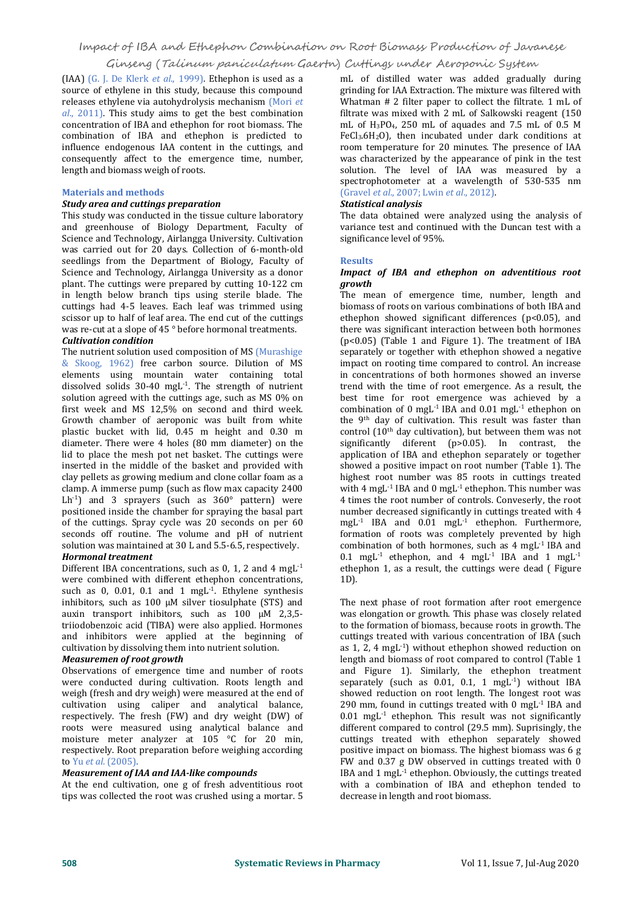(IAA) (G. J. De Klerk *et al*., 1999). Ethephon is used as a source of ethylene in this study, because this compound releases ethylene via autohydrolysis mechanism (Mori *et al*., 2011). This study aims to get the best combination concentration of IBA and ethephon for root biomass. The combination of IBA and ethephon is predicted to influence endogenous IAA content in the cuttings, and consequently affect to the emergence time, number, length and biomass weigh of roots.

## Materials and methods

### *Study area and cuttings preparation*

This study was conducted in the tissue culture laboratory and greenhouse of Biology Department, Faculty of Science and Technology, Airlangga University. Cultivation was carried out for 20 days. Collection of 6-month-old seedlings from the Department of Biology, Faculty of Science and Technology, Airlangga University as a donor plant. The cuttings were prepared by cutting 10-122 cm in length below branch tips using sterile blade. The cuttings had 4-5 leaves. Each leaf was trimmed using scissor up to half of leaf area. The end cut of the cuttings was re-cut at a slope of 45 ° before hormonal treatments.

### *Cultivation condition*

The nutrient solution used composition of MS (Murashige & Skoog, 1962) free carbon source. Dilution of MS elements using mountain water containing total dissolved solids 30-40 mgL$^{-1}$. The strength of nutrient solution agreed with the cuttings age, such as MS 0% on first week and MS 12,5% on second and third week. Growth chamber of aeroponic was built from white plastic bucket with lid, 0.45 m height and 0.30 m diameter. There were 4 holes (80 mm diameter) on the lid to place the mesh pot net basket. The cuttings were inserted in the middle of the basket and provided with clay pellets as growing medium and clone collar foam as a clamp. A immerse pump (such as flow max capacity 2400 Lh$^{-1}$) and 3 sprayers (such as 360° pattern) were positioned inside the chamber for spraying the basal part of the cuttings. Spray cycle was 20 seconds on per 60 seconds off routine. The volume and pH of nutrient solution was maintained at 30 L and 5.5-6.5, respectively.

### *Hormonal treatment*

Different IBA concentrations, such as 0, 1, 2 and 4 mgL$^{-1}$ were combined with different ethephon concentrations, such as 0, 0.01, 0.1 and 1 mgL$^{-1}$. Ethylene synthesis inhibitors, such as 100 μM silver tiosulphate (STS) and auxin transport inhibitors, such as 100 μM 2,3,5-triiodobenzoic acid (TIBA) were also applied. Hormones and inhibitors were applied at the beginning of cultivation by dissolving them into nutrient solution.

### *Measuremen of root growth*

Observations of emergence time and number of roots were conducted during cultivation. Roots length and weigh (fresh and dry weigh) were measured at the end of cultivation using caliper and analytical balance, respectively. The fresh (FW) and dry weight (DW) of roots were measured using analytical balance and moisture meter analyzer at 105 °C for 20 min, respectively. Root preparation before weighing according to Yu *et al*. (2005).

### *Measurement of IAA and IAA-like compounds*

At the end cultivation, one g of fresh adventitious root tips was collected the root was crushed using a mortar. 5 mL of distilled water was added gradually during grinding for IAA Extraction. The mixture was filtered with Whatman # 2 filter paper to collect the filtrate. 1 mL of filtrate was mixed with 2 mL of Salkowski reagent (150 mL of $H_3PO_4$, 250 mL of aquades and 7.5 mL of 0.5 M $FeCl_3.6H_2O$), then incubated under dark conditions at room temperature for 20 minutes. The presence of IAA was characterized by the appearance of pink in the test solution. The level of IAA was measured by a spectrophotometer at a wavelength of 530-535 nm (Gravel *et al*., 2007; Lwin *et al*., 2012).

### *Statistical analysis*

The data obtained were analyzed using the analysis of variance test and continued with the Duncan test with a significance level of 95%.

## Results

### *Impact of IBA and ethephon on adventitious root growth*

The mean of emergence time, number, length and biomass of roots on various combinations of both IBA and ethephon showed significant differences ($p<0.05$), and there was significant interaction between both hormones ($p<0.05$) (Table 1 and Figure 1). The treatment of IBA separately or together with ethephon showed a negative impact on rooting time compared to control. An increase in concentrations of both hormones showed an inverse trend with the time of root emergence. As a result, the best time for root emergence was achieved by a combination of 0 mgL$^{-1}$ IBA and 0.01 mgL$^{-1}$ ethephon on the 9$^{th}$ day of cultivation. This result was faster than control (10$^{th}$ day cultivation), but between them was not significantly different ($p>0.05$). In contrast, the application of IBA and ethephon separately or together showed a positive impact on root number (Table 1). The highest root number was 85 roots in cuttings treated with 4 mgL$^{-1}$ IBA and 0 mgL$^{-1}$ ethephon. This number was 4 times the root number of controls. Conveserly, the root number decreased significantly in cuttings treated with 4 mgL$^{-1}$ IBA and 0.01 mgL$^{-1}$ ethephon. Furthermore, formation of roots was completely prevented by high combination of both hormones, such as 4 mgL$^{-1}$ IBA and 0.1 mgL$^{-1}$ ethephon, and 4 mgL$^{-1}$ IBA and 1 mgL$^{-1}$ ethephon 1, as a result, the cuttings were dead ( Figure 1D).

The next phase of root formation after root emergence was elongation or growth. This phase was closely related to the formation of biomass, because roots in growth. The cuttings treated with various concentration of IBA (such as 1, 2, 4 mgL$^{-1}$) without ethephon showed reduction on length and biomass of root compared to control (Table 1 and Figure 1). Similarly, the ethephon treatment separately (such as 0.01, 0.1, 1 mgL$^{-1}$) without IBA showed reduction on root length. The longest root was 290 mm, found in cuttings treated with 0 mgL$^{-1}$ IBA and 0.01 mgL$^{-1}$ ethephon. This result was not significantly different compared to control (29.5 mm). Suprisingly, the cuttings treated with ethephon separately showed positive impact on biomass. The highest biomass was 6 g FW and 0.37 g DW observed in cuttings treated with 0 IBA and 1 mgL$^{-1}$ ethephon. Obviously, the cuttings treated with a combination of IBA and ethephon tended to decrease in length and root biomass.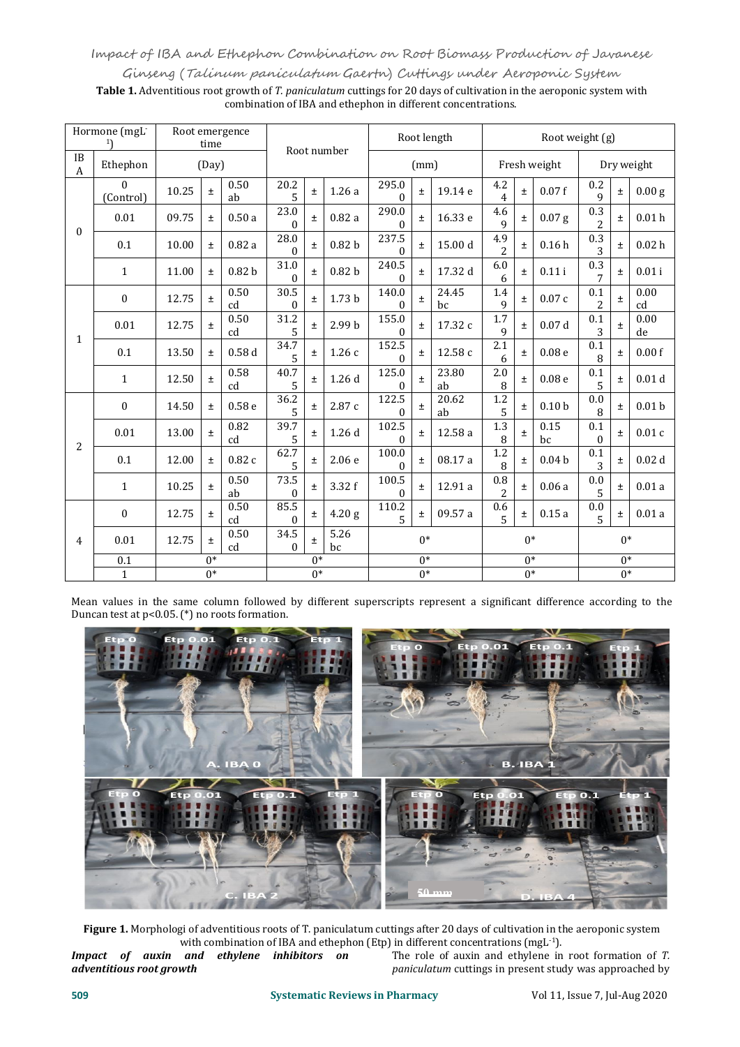Table 1. Adventitious root growth of *T. paniculatum* cuttings for 20 days of cultivation in the aeroponic system with combination of IBA and ethephon in different concentrations.

| Hormone (mgL⁻¹) | | Root emergence time (Day) | Root number | Root length (mm) | Root weight (g) | |
|---|---|---|---|---|---|---|
| IBA | Ethephon | | | | Fresh weight | Dry weight |
| 0 | 0 (Control) | 10.25 ± 0.50 ab | 20.25 ± 1.26 a | 295.00 ± 19.14 e | 4.24 ± 0.07 f | 0.29 ± 0.00 g |
| | 0.01 | 09.75 ± 0.50 a | 23.00 ± 0.82 a | 290.00 ± 16.33 e | 4.69 ± 0.07 g | 0.32 ± 0.01 h |
| | 0.1 | 10.00 ± 0.82 a | 28.00 ± 0.82 b | 237.50 ± 15.00 d | 4.92 ± 0.16 h | 0.33 ± 0.02 h |
| | 1 | 11.00 ± 0.82 b | 31.00 ± 0.82 b | 240.50 ± 17.32 d | 6.06 ± 0.11 i | 0.37 ± 0.01 i |
| 1 | 0 | 12.75 ± 0.50 cd | 30.50 ± 1.73 b | 140.00 ± 24.45 bc | 1.49 ± 0.07 c | 0.12 ± 0.00 cd |
| | 0.01 | 12.75 ± 0.50 cd | 31.25 ± 2.99 b | 155.00 ± 17.32 c | 1.79 ± 0.07 d | 0.13 ± 0.00 de |
| | 0.1 | 13.50 ± 0.58 d | 34.75 ± 1.26 c | 152.50 ± 12.58 c | 2.16 ± 0.08 e | 0.18 ± 0.00 f |
| | 1 | 12.50 ± 0.58 cd | 40.75 ± 1.26 d | 125.00 ± 23.80 ab | 2.08 ± 0.08 e | 0.15 ± 0.01 d |
| 2 | 0 | 14.50 ± 0.58 e | 36.25 ± 2.87 c | 122.50 ± 20.62 ab | 1.25 ± 0.10 b | 0.08 ± 0.01 b |
| | 0.01 | 13.00 ± 0.82 cd | 39.75 ± 1.26 d | 102.50 ± 12.58 a | 1.38 ± 0.15 bc | 0.10 ± 0.01 c |
| | 0.1 | 12.00 ± 0.82 c | 62.75 ± 2.06 e | 100.00 ± 08.17 a | 1.28 ± 0.04 b | 0.13 ± 0.02 d |
| | 1 | 10.25 ± 0.50 ab | 73.50 ± 3.32 f | 100.50 ± 12.91 a | 0.82 ± 0.06 a | 0.05 ± 0.01 a |
| 4 | 0 | 12.75 ± 0.50 cd | 85.50 ± 4.20 g | 110.25 ± 09.57 a | 0.65 ± 0.15 a | 0.05 ± 0.01 a |
| | 0.01 | 12.75 ± 0.50 cd | 34.50 ± 5.26 bc | 0* | 0* | 0* |
| | 0.1 | 0* | 0* | 0* | 0* | 0* |
| | 1 | 0* | 0* | 0* | 0* | 0* |

Mean values in the same column followed by different superscripts represent a significant difference according to the Duncan test at p<0.05. (*) no roots formation.

Figure 1. Morphologi of adventitious roots of T. paniculatum cuttings after 20 days of cultivation in the aeroponic system with combination of IBA and ethephon (Etp) in different concentrations (mgL⁻¹).

***Impact of auxin and ethylene inhibitors on adventitious root growth***

The role of auxin and ethylene in root formation of *T. paniculatum* cuttings in present study was approached by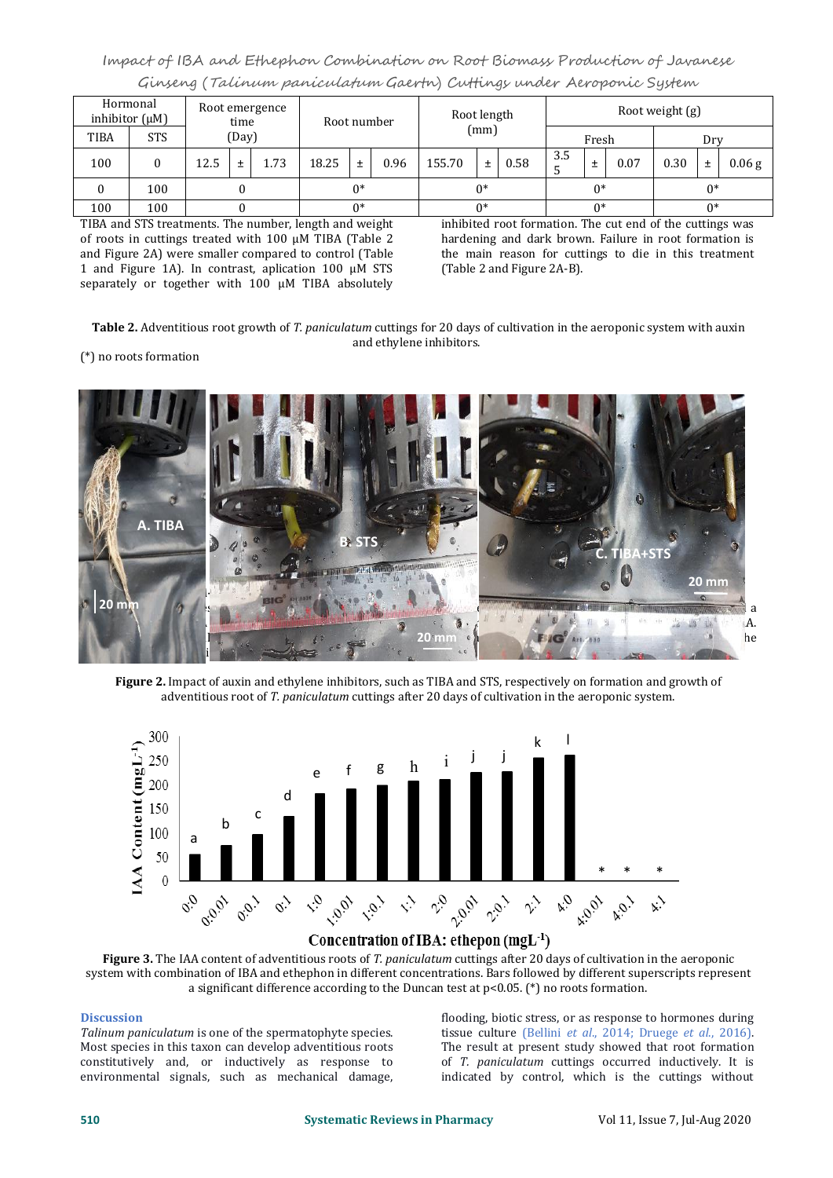| Hormonal inhibitor (μM) | | Root emergence time (Day) | | | Root number | | | Root length (mm) | | | Root weight (g) | | | | | |
|---|---|---|---|---|---|---|---|---|---|---|---|---|---|---|---|---|
| | | | | | | | | | | | Fresh | | | Dry | | |
| TIBA | STS | | | | | | | | | | | | | | | |
| 100 | 0 | 12.5 | ± | 1.73 | 18.25 | ± | 0.96 | 155.70 | ± | 0.58 | 3.55 | ± | 0.07 | 0.30 | ± | 0.06 g |
| 0 | 100 | 0 | | | 0* | | | 0* | | | 0* | | | 0* | | |
| 100 | 100 | 0 | | | 0* | | | 0* | | | 0* | | | 0* | | |

**Table 2.** Adventitious root growth of *T. paniculatum* cuttings for 20 days of cultivation in the aeroponic system with auxin and ethylene inhibitors.

(*) no roots formation

TIBA and STS treatments. The number, length and weight of roots in cuttings treated with 100 μM TIBA (Table 2 and Figure 2A) were smaller compared to control (Table 1 and Figure 1A). In contrast, aplication 100 μM STS separately or together with 100 μM TIBA absolutely inhibited root formation. The cut end of the cuttings was hardening and dark brown. Failure in root formation is the main reason for cuttings to die in this treatment (Table 2 and Figure 2A-B).

**Figure 2.** Impact of auxin and ethylene inhibitors, such as TIBA and STS, respectively on formation and growth of adventitious root of *T. paniculatum* cuttings after 20 days of cultivation in the aeroponic system.

**Figure 3.** The IAA content of adventitious roots of *T. paniculatum* cuttings after 20 days of cultivation in the aeroponic system with combination of IBA and ethephon in different concentrations. Bars followed by different superscripts represent a significant difference according to the Duncan test at p<0.05. (*) no roots formation.

## Discussion

*Talinum paniculatum* is one of the spermatophyte species. Most species in this taxon can develop adventitious roots constitutively and, or inductively as response to environmental signals, such as mechanical damage, flooding, biotic stress, or as response to hormones during tissue culture (Bellini *et al.*, 2014; Druege *et al.*, 2016). The result at present study showed that root formation of *T. paniculatum* cuttings occurred inductively. It is indicated by control, which is the cuttings without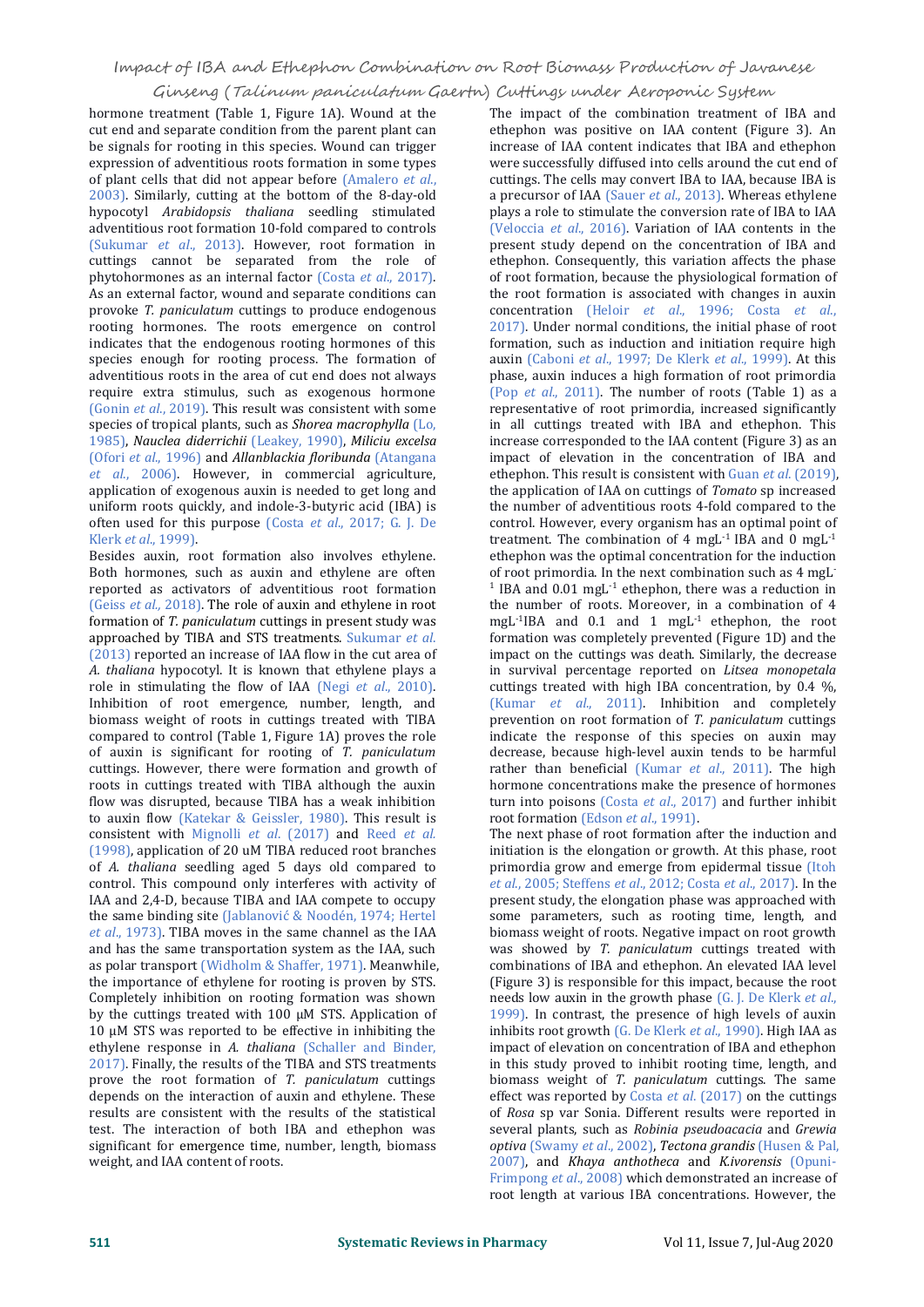hormone treatment (Table 1, Figure 1A). Wound at the cut end and separate condition from the parent plant can be signals for rooting in this species. Wound can trigger expression of adventitious roots formation in some types of plant cells that did not appear before (Amalero *et al.*, 2003). Similarly, cutting at the bottom of the 8-day-old hypocotyl *Arabidopsis thaliana* seedling stimulated adventitious root formation 10-fold compared to controls (Sukumar *et al.*, 2013). However, root formation in cuttings cannot be separated from the role of phytohormones as an internal factor (Costa *et al.*, 2017). As an external factor, wound and separate conditions can provoke *T. paniculatum* cuttings to produce endogenous rooting hormones. The roots emergence on control indicates that the endogenous rooting hormones of this species enough for rooting process. The formation of adventitious roots in the area of cut end does not always require extra stimulus, such as exogenous hormone (Gonin *et al.*, 2019). This result was consistent with some species of tropical plants, such as *Shorea macrophylla* (Lo, 1985), *Nauclea diderrichii* (Leakey, 1990), *Miliciu excelsa* (Ofori *et al.*, 1996) and *Allanblackia floribunda* (Atangana *et al.*, 2006). However, in commercial agriculture, application of exogenous auxin is needed to get long and uniform roots quickly, and indole-3-butyric acid (IBA) is often used for this purpose (Costa *et al.*, 2017; G. J. De Klerk *et al.*, 1999).

Besides auxin, root formation also involves ethylene. Both hormones, such as auxin and ethylene are often reported as activators of adventitious root formation (Geiss *et al.*, 2018). The role of auxin and ethylene in root formation of *T. paniculatum* cuttings in present study was approached by TIBA and STS treatments. Sukumar *et al.* (2013) reported an increase of IAA flow in the cut area of *A. thaliana* hypocotyl. It is known that ethylene plays a role in stimulating the flow of IAA (Negi *et al.*, 2010). Inhibition of root emergence, number, length, and biomass weight of roots in cuttings treated with TIBA compared to control (Table 1, Figure 1A) proves the role of auxin is significant for rooting of *T. paniculatum* cuttings. However, there were formation and growth of roots in cuttings treated with TIBA although the auxin flow was disrupted, because TIBA has a weak inhibition to auxin flow (Katekar & Geissler, 1980). This result is consistent with Mignolli *et al.* (2017) and Reed *et al.* (1998), application of 20 uM TIBA reduced root branches of *A. thaliana* seedling aged 5 days old compared to control. This compound only interferes with activity of IAA and 2,4-D, because TIBA and IAA compete to occupy the same binding site (Jablanović & Noodén, 1974; Hertel *et al.*, 1973). TIBA moves in the same channel as the IAA and has the same transportation system as the IAA, such as polar transport (Widholm & Shaffer, 1971). Meanwhile, the importance of ethylene for rooting is proven by STS. Completely inhibition on rooting formation was shown by the cuttings treated with 100 µM STS. Application of 10 µM STS was reported to be effective in inhibiting the ethylene response in *A. thaliana* (Schaller and Binder, 2017). Finally, the results of the TIBA and STS treatments prove the root formation of *T. paniculatum* cuttings depends on the interaction of auxin and ethylene. These results are consistent with the results of the statistical test. The interaction of both IBA and ethephon was significant for emergence time, number, length, biomass weight, and IAA content of roots.

The impact of the combination treatment of IBA and ethephon was positive on IAA content (Figure 3). An increase of IAA content indicates that IBA and ethephon were successfully diffused into cells around the cut end of cuttings. The cells may convert IBA to IAA, because IBA is a precursor of IAA (Sauer *et al.*, 2013). Whereas ethylene plays a role to stimulate the conversion rate of IBA to IAA (Veloccia *et al.*, 2016). Variation of IAA contents in the present study depend on the concentration of IBA and ethephon. Consequently, this variation affects the phase of root formation, because the physiological formation of the root formation is associated with changes in auxin concentration (Heloir *et al.*, 1996; Costa *et al.*, 2017). Under normal conditions, the initial phase of root formation, such as induction and initiation require high auxin (Caboni *et al.*, 1997; De Klerk *et al.*, 1999). At this phase, auxin induces a high formation of root primordia (Pop *et al.*, 2011). The number of roots (Table 1) as a representative of root primordia, increased significantly in all cuttings treated with IBA and ethephon. This increase corresponded to the IAA content (Figure 3) as an impact of elevation in the concentration of IBA and ethephon. This result is consistent with Guan *et al.* (2019), the application of IAA on cuttings of *Tomato* sp increased the number of adventitious roots 4-fold compared to the control. However, every organism has an optimal point of treatment. The combination of 4 $mgL^{-1}$ IBA and 0 $mgL^{-1}$ ethephon was the optimal concentration for the induction of root primordia. In the next combination such as 4 $mgL^{-1}$ IBA and 0.01 $mgL^{-1}$ ethephon, there was a reduction in the number of roots. Moreover, in a combination of 4 $mgL^{-1}$IBA and 0.1 and 1 $mgL^{-1}$ ethephon, the root formation was completely prevented (Figure 1D) and the impact on the cuttings was death. Similarly, the decrease in survival percentage reported on *Litsea monopetala* cuttings treated with high IBA concentration, by 0.4 %, (Kumar *et al.*, 2011). Inhibition and completely prevention on root formation of *T. paniculatum* cuttings indicate the response of this species on auxin may decrease, because high-level auxin tends to be harmful rather than beneficial (Kumar *et al.*, 2011). The high hormone concentrations make the presence of hormones turn into poisons (Costa *et al.*, 2017) and further inhibit root formation (Edson *et al.*, 1991).

The next phase of root formation after the induction and initiation is the elongation or growth. At this phase, root primordia grow and emerge from epidermal tissue (Itoh *et al.*, 2005; Steffens *et al.*, 2012; Costa *et al.*, 2017). In the present study, the elongation phase was approached with some parameters, such as rooting time, length, and biomass weight of roots. Negative impact on root growth was showed by *T. paniculatum* cuttings treated with combinations of IBA and ethephon. An elevated IAA level (Figure 3) is responsible for this impact, because the root needs low auxin in the growth phase (G. J. De Klerk *et al.*, 1999). In contrast, the presence of high levels of auxin inhibits root growth (G. De Klerk *et al.*, 1990). High IAA as impact of elevation on concentration of IBA and ethephon in this study proved to inhibit rooting time, length, and biomass weight of *T. paniculatum* cuttings. The same effect was reported by Costa *et al.* (2017) on the cuttings of *Rosa* sp var Sonia. Different results were reported in several plants, such as *Robinia pseudoacacia* and *Grewia optiva* (Swamy *et al.*, 2002), *Tectona grandis* (Husen & Pal, 2007), and *Khaya anthotheca* and *K.ivorensis* (Opuni-Frimpong *et al.*, 2008) which demonstrated an increase of root length at various IBA concentrations. However, the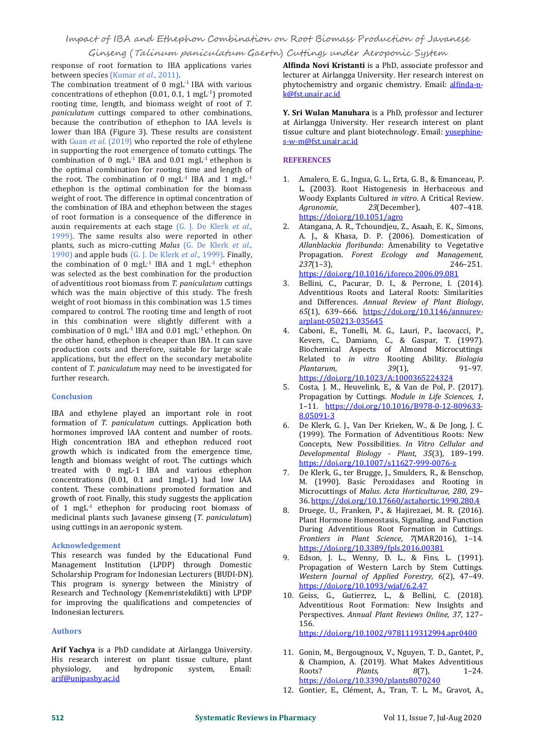response of root formation to IBA applications varies between species (Kumar *et al*., 2011).

The combination treatment of 0 $mgL^{-1}$ IBA with various concentrations of ethephon (0.01, 0.1, 1 $mgL^{-1}$) promoted rooting time, length, and biomass weight of root of *T. paniculatum* cuttings compared to other combinations, because the contribution of ethephon to IAA levels is lower than IBA (Figure 3). These results are consistent with Guan *et al.* (2019) who reported the role of ethylene in supporting the root emergence of tomato cuttings. The combination of 0 $mgL^{-1}$ IBA and 0.01 $mgL^{-1}$ ethephon is the optimal combination for rooting time and length of the root. The combination of 0 $mgL^{-1}$ IBA and 1 $mgL^{-1}$ ethephon is the optimal combination for the biomass weight of root. The difference in optimal concentration of the combination of IBA and ethephon between the stages of root formation is a consequence of the difference in auxin requirements at each stage (G. J. De Klerk *et al.*, 1999). The same results also were reported in other plants, such as micro-cutting *Malus* (G. De Klerk *et al*., 1990) and apple buds (G. J. De Klerk *et al*., 1999). Finally, the combination of 0 $mgL^{-1}$ IBA and 1 $mgL^{-1}$ ethephon was selected as the best combination for the production of adventitious root biomass from *T. paniculatum* cuttings which was the main objective of this study. The fresh weight of root biomass in this combination was 1.5 times compared to control. The rooting time and length of root in this combination were slightly different with a combination of 0 $mgL^{-1}$ IBA and 0.01 $mgL^{-1}$ ethephon. On the other hand, ethephon is cheaper than IBA. It can save production costs and therefore, suitable for large scale applications, but the effect on the secondary metabolite content of *T. paniculatum* may need to be investigated for further research.

## Conclusion

IBA and ethylene played an important role in root formation of *T. paniculatum* cuttings. Application both hormones improved IAA content and number of roots. High concentration IBA and ethephon reduced root growth which is indicated from the emergence time, length and biomass weight of root. The cuttings which treated with 0 mgL-1 IBA and various ethephon concentrations (0.01, 0.1 and 1mgL-1) had low IAA content. These combinations promoted formation and growth of root. Finally, this study suggests the application of 1 $mgL^{-1}$ ethephon for producing root biomass of medicinal plants such Javanese ginseng (*T. paniculatum*) using cuttings in an aeroponic system.

## Acknowledgement

This research was funded by the Educational Fund Management Institution (LPDP) through Domestic Scholarship Program for Indonesian Lecturers (BUDI-DN). This program is synergy between the Ministry of Research and Technology (Kemenristekdikti) with LPDP for improving the qualifications and competencies of Indonesian lecturers.

## Authors

**Arif Yachya** is a PhD candidate at Airlangga University. His research interest on plant tissue culture, plant physiology, and hydroponic system, Email: arif@unipasby.ac.id

**Alfinda Novi Kristanti** is a PhD, associate professor and lecturer at Airlangga University. Her research interest on phytochemistry and organic chemistry. Email: alfinda-n-k@fst.unair.ac.id

**Y. Sri Wulan Manuhara** is a PhD, professor and lecturer at Airlangga University. Her research interest on plant tissue culture and plant biotechnology. Email: yosephine-s-w-m@fst.unair.ac.id

## REFERENCES

1. Amalero, E. G., Ingua, G. L., Erta, G. B., & Emanceau, P. L. (2003). Root Histogenesis in Herbaceous and Woody Explants Cultured *in vitro*. A Critical Review. *Agronomie*, *23*(December), 407–418. https://doi.org/10.1051/agro
2. Atangana, A. R., Tchoundjeu, Z., Asaah, E. K., Simons, A. J., & Khasa, D. P. (2006). Domestication of *Allanblackia floribunda*: Amenability to Vegetative Propagation. *Forest Ecology and Management*, *237*(1–3), 246–251. https://doi.org/10.1016/j.foreco.2006.09.081
3. Bellini, C., Pacurar, D. I., & Perrone, I. (2014). Adventitious Roots and Lateral Roots: Similarities and Differences. *Annual Review of Plant Biology*, *65*(1), 639–666. https://doi.org/10.1146/annurev-arplant-050213-035645
4. Caboni, E., Tonelli, M. G., Lauri, P., Iacovacci, P., Kevers, C., Damiano, C., & Gaspar, T. (1997). Biochemical Aspects of Almond Microcuttings Related to *in vitro* Rooting Ability. *Biologia Plantarum*, *39*(1), 91–97. https://doi.org/10.1023/A:1000365224324
5. Costa, J. M., Heuvelink, E., & Van de Pol, P. (2017). Propagation by Cuttings. *Module in Life Sciences*, *1*, 1–11. https://doi.org/10.1016/B978-0-12-809633-8.05091-3
6. De Klerk, G. J., Van Der Krieken, W., & De Jong, J. C. (1999). The Formation of Adventitious Roots: New Concepts, New Possibilities. *In Vitro Cellular and Developmental Biology - Plant*, *35*(3), 189–199. https://doi.org/10.1007/s11627-999-0076-z
7. De Klerk, G., ter Brugge, J., Smulders, R., & Benschop, M. (1990). Basic Peroxidases and Rooting in Microcuttings of *Malus*. *Acta Horticulturae*, *280*, 29–36. https://doi.org/10.17660/actahortic.1990.280.4
8. Druege, U., Franken, P., & Hajirezaei, M. R. (2016). Plant Hormone Homeostasis, Signaling, and Function During Adventitious Root Formation in Cuttings. *Frontiers in Plant Science*, *7*(MAR2016), 1–14. https://doi.org/10.3389/fpls.2016.00381
9. Edson, J. L., Wenny, D. L., & Fins, L. (1991). Propagation of Western Larch by Stem Cuttings. *Western Journal of Applied Forestry*, *6*(2), 47–49. https://doi.org/10.1093/wjaf/6.2.47
10. Geiss, G., Gutierrez, L., & Bellini, C. (2018). Adventitious Root Formation: New Insights and Perspectives. *Annual Plant Reviews Online*, *37*, 127–156. https://doi.org/10.1002/9781119312994.apr0400
11. Gonin, M., Bergougnoux, V., Nguyen, T. D., Gantet, P., & Champion, A. (2019). What Makes Adventitious Roots? *Plants*, *8*(7), 1–24. https://doi.org/10.3390/plants8070240
12. Gontier, E., Clément, A., Tran, T. L. M., Gravot, A.,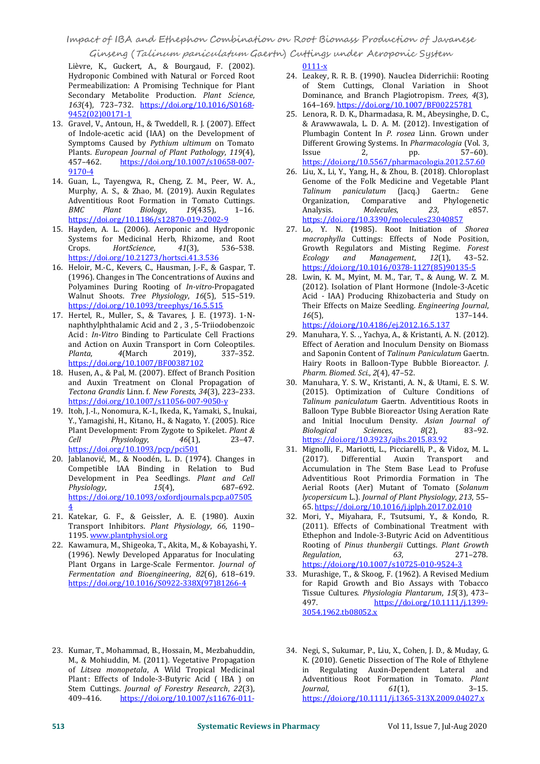Lièvre, K., Guckert, A., & Bourgaud, F. (2002). Hydroponic Combined with Natural or Forced Root Permeabilization: A Promising Technique for Plant Secondary Metabolite Production. *Plant Science*, *163*(4), 723–732. https://doi.org/10.1016/S0168-9452(02)00171-1

13. Gravel, V., Antoun, H., & Tweddell, R. J. (2007). Effect of Indole-acetic acid (IAA) on the Development of Symptoms Caused by *Pythium ultimum* on Tomato Plants. *European Journal of Plant Pathology*, *119*(4), 457–462. https://doi.org/10.1007/s10658-007-9170-4
14. Guan, L., Tayengwa, R., Cheng, Z. M., Peer, W. A., Murphy, A. S., & Zhao, M. (2019). Auxin Regulates Adventitious Root Formation in Tomato Cuttings. *BMC Plant Biology*, *19*(435), 1–16. https://doi.org/10.1186/s12870-019-2002-9
15. Hayden, A. L. (2006). Aeroponic and Hydroponic Systems for Medicinal Herb, Rhizome, and Root Crops. *HortScience*, *41*(3), 536–538. https://doi.org/10.21273/hortsci.41.3.536
16. Heloir, M.-C., Kevers, C., Hausman, J.-F., & Gaspar, T. (1996). Changes in The Concentrations of Auxins and Polyamines During Rooting of *In-vitro*-Propagated Walnut Shoots. *Tree Physiology*, *16*(5), 515–519. https://doi.org/10.1093/treephys/16.5.515
17. Hertel, R., Muller, S., & Tavares, J. E. (1973). 1-N-naphthylphthalamic Acid and 2 , 3 , 5-Triiodobenzoic Acid : *In-Vitro* Binding to Particulate Cell Fractions and Action on Auxin Transport in Corn Coleoptiles. *Planta*, *4*(March 2019), 337–352. https://doi.org/10.1007/BF00387102
18. Husen, A., & Pal, M. (2007). Effect of Branch Position and Auxin Treatment on Clonal Propagation of *Tectona Grandis* Linn. f. *New Forests*, *34*(3), 223–233. https://doi.org/10.1007/s11056-007-9050-y
19. Itoh, J.-I., Nonomura, K.-I., Ikeda, K., Yamaki, S., Inukai, Y., Yamagishi, H., Kitano, H., & Nagato, Y. (2005). Rice Plant Development: From Zygote to Spikelet. *Plant & Cell Physiology*, *46*(1), 23–47. https://doi.org/10.1093/pcp/pci501
20. Jablanović, M., & Noodén, L. D. (1974). Changes in Competible IAA Binding in Relation to Bud Development in Pea Seedlings. *Plant and Cell Physiology*, *15*(4), 687–692. https://doi.org/10.1093/oxfordjournals.pcp.a075054
21. Katekar, G. F., & Geissler, A. E. (1980). Auxin Transport Inhibitors. *Plant Physiology*, *66*, 1190–1195. www.plantphysiol.org
22. Kawamura, M., Shigeoka, T., Akita, M., & Kobayashi, Y. (1996). Newly Developed Apparatus for Inoculating Plant Organs in Large-Scale Fermentor. *Journal of Fermentation and Bioengineering*, *82*(6), 618–619. https://doi.org/10.1016/S0922-338X(97)81266-4
23. Kumar, T., Mohammad, B., Hossain, M., Mezbahuddin, M., & Mohiuddin, M. (2011). Vegetative Propagation of *Litsea monopetala*, A Wild Tropical Medicinal Plant: Effects of Indole-3-Butyric Acid ( IBA ) on Stem Cuttings. *Journal of Forestry Research*, *22*(3), 409–416. https://doi.org/10.1007/s11676-011-0111-x
24. Leakey, R. R. B. (1990). Nauclea Diderrichii: Rooting of Stem Cuttings, Clonal Variation in Shoot Dominance, and Branch Plagiotropism. *Trees*, *4*(3), 164–169. https://doi.org/10.1007/BF00225781
25. Lenora, R. D. K., Dharmadasa, R. M., Abeysinghe, D. C., & Arawwawala, L. D. A. M. (2012). Investigation of Plumbagin Content In *P. rosea* Linn. Grown under Different Growing Systems. In *Pharmacologia* (Vol. 3, Issue 2, pp. 57–60). https://doi.org/10.5567/pharmacologia.2012.57.60
26. Liu, X., Li, Y., Yang, H., & Zhou, B. (2018). Chloroplast Genome of the Folk Medicine and Vegetable Plant *Talinum paniculatum* (Jacq.) Gaertn.: Gene Organization, Comparative and Phylogenetic Analysis. *Molecules*, *23*, e857. https://doi.org/10.3390/molecules23040857
27. Lo, Y. N. (1985). Root Initiation of *Shorea macrophylla* Cuttings: Effects of Node Position, Growth Regulators and Misting Regime. *Forest Ecology and Management*, *12*(1), 43–52. https://doi.org/10.1016/0378-1127(85)90135-5
28. Lwin, K. M., Myint, M. M., Tar, T., & Aung, W. Z. M. (2012). Isolation of Plant Hormone (Indole-3-Acetic Acid - IAA) Producing Rhizobacteria and Study on Their Effects on Maize Seedling. *Engineering Journal*, *16*(5), 137–144. https://doi.org/10.4186/ej.2012.16.5.137
29. Manuhara, Y. S. ., Yachya, A., & Kristanti, A. N. (2012). Effect of Aeration and Inoculum Density on Biomass and Saponin Content of *Talinum Paniculatum* Gaertn. Hairy Roots in Balloon-Type Bubble Bioreactor. *J. Pharm. Biomed. Sci.*, *2*(4), 47–52.
30. Manuhara, Y. S. W., Kristanti, A. N., & Utami, E. S. W. (2015). Optimization of Culture Conditions of *Talinum paniculatum* Gaertn. Adventitious Roots in Balloon Type Bubble Bioreactor Using Aeration Rate and Initial Inoculum Density. *Asian Journal of Biological Sciences*, *8*(2), 83–92. https://doi.org/10.3923/ajbs.2015.83.92
31. Mignolli, F., Mariotti, L., Picciarelli, P., & Vidoz, M. L. (2017). Differential Auxin Transport and Accumulation in The Stem Base Lead to Profuse Adventitious Root Primordia Formation in The Aerial Roots (Aer) Mutant of Tomato (*Solanum lycopersicum* L.). *Journal of Plant Physiology*, *213*, 55–65. https://doi.org/10.1016/j.jplph.2017.02.010
32. Mori, Y., Miyahara, F., Tsutsumi, Y., & Kondo, R. (2011). Effects of Combinational Treatment with Ethephon and Indole-3-Butyric Acid on Adventitious Rooting of *Pinus thunbergii* Cuttings. *Plant Growth Regulation*, *63*, 271–278. https://doi.org/10.1007/s10725-010-9524-3
33. Murashige, T., & Skoog, F. (1962). A Revised Medium for Rapid Growth and Bio Assays with Tobacco Tissue Cultures. *Physiologia Plantarum*, *15*(3), 473–497. https://doi.org/10.1111/j.1399-3054.1962.tb08052.x
34. Negi, S., Sukumar, P., Liu, X., Cohen, J. D., & Muday, G. K. (2010). Genetic Dissection of The Role of Ethylene in Regulating Auxin-Dependent Lateral and Adventitious Root Formation in Tomato. *Plant Journal*, *61*(1), 3–15. https://doi.org/10.1111/j.1365-313X.2009.04027.x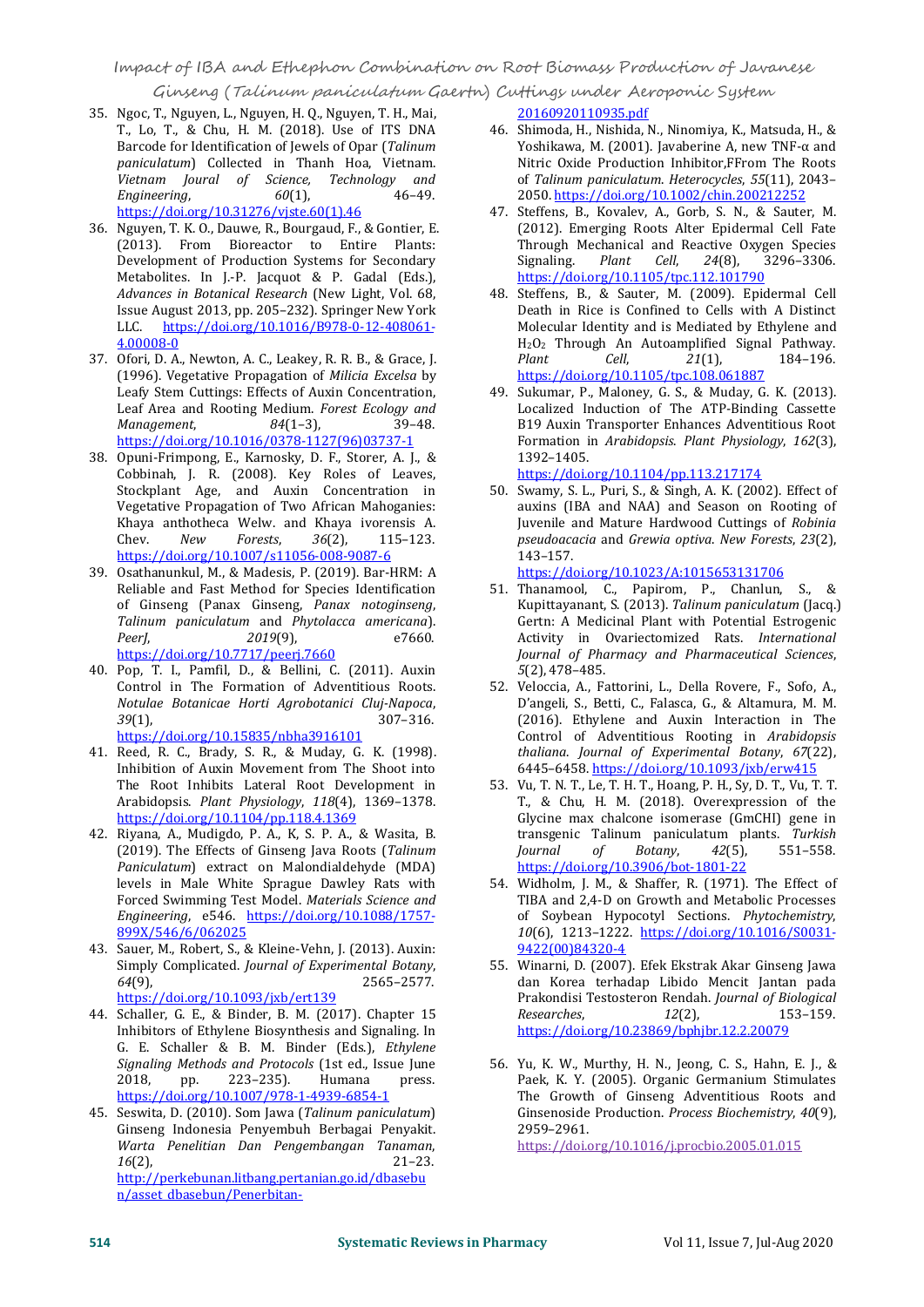35. Ngoc, T., Nguyen, L., Nguyen, H. Q., Nguyen, T. H., Mai, T., Lo, T., & Chu, H. M. (2018). Use of ITS DNA Barcode for Identification of Jewels of Opar (*Talinum paniculatum*) Collected in Thanh Hoa, Vietnam. *Vietnam Joural of Science, Technology and Engineering*, *60*(1), 46–49. https://doi.org/10.31276/vjste.60(1).46
36. Nguyen, T. K. O., Dauwe, R., Bourgaud, F., & Gontier, E. (2013). From Bioreactor to Entire Plants: Development of Production Systems for Secondary Metabolites. In J.-P. Jacquot & P. Gadal (Eds.), *Advances in Botanical Research* (New Light, Vol. 68, Issue August 2013, pp. 205–232). Springer New York LLC. https://doi.org/10.1016/B978-0-12-408061-4.00008-0
37. Ofori, D. A., Newton, A. C., Leakey, R. R. B., & Grace, J. (1996). Vegetative Propagation of *Milicia Excelsa* by Leafy Stem Cuttings: Effects of Auxin Concentration, Leaf Area and Rooting Medium. *Forest Ecology and Management*, *84*(1–3), 39–48. https://doi.org/10.1016/0378-1127(96)03737-1
38. Opuni-Frimpong, E., Karnosky, D. F., Storer, A. J., & Cobbinah, J. R. (2008). Key Roles of Leaves, Stockplant Age, and Auxin Concentration in Vegetative Propagation of Two African Mahoganies: Khaya anthotheca Welw. and Khaya ivorensis A. Chev. *New Forests*, *36*(2), 115–123. https://doi.org/10.1007/s11056-008-9087-6
39. Osathanunkul, M., & Madesis, P. (2019). Bar-HRM: A Reliable and Fast Method for Species Identification of Ginseng (Panax Ginseng, *Panax notoginseng*, *Talinum paniculatum* and *Phytolacca americana*). *PeerJ*, *2019*(9), e7660. https://doi.org/10.7717/peerj.7660
40. Pop, T. I., Pamfil, D., & Bellini, C. (2011). Auxin Control in The Formation of Adventitious Roots. *Notulae Botanicae Horti Agrobotanici Cluj-Napoca*, *39*(1), 307–316. https://doi.org/10.15835/nbha3916101
41. Reed, R. C., Brady, S. R., & Muday, G. K. (1998). Inhibition of Auxin Movement from The Shoot into The Root Inhibits Lateral Root Development in Arabidopsis. *Plant Physiology*, *118*(4), 1369–1378. https://doi.org/10.1104/pp.118.4.1369
42. Riyana, A., Mudigdo, P. A., K, S. P. A., & Wasita, B. (2019). The Effects of Ginseng Java Roots (*Talinum Paniculatum*) extract on Malondialdehyde (MDA) levels in Male White Sprague Dawley Rats with Forced Swimming Test Model. *Materials Science and Engineering*, e546. https://doi.org/10.1088/1757-899X/546/6/062025
43. Sauer, M., Robert, S., & Kleine-Vehn, J. (2013). Auxin: Simply Complicated. *Journal of Experimental Botany*, *64*(9), 2565–2577. https://doi.org/10.1093/jxb/ert139
44. Schaller, G. E., & Binder, B. M. (2017). Chapter 15 Inhibitors of Ethylene Biosynthesis and Signaling. In G. E. Schaller & B. M. Binder (Eds.), *Ethylene Signaling Methods and Protocols* (1st ed., Issue June 2018, pp. 223–235). Humana press. https://doi.org/10.1007/978-1-4939-6854-1
45. Seswita, D. (2010). Som Jawa (*Talinum paniculatum*) Ginseng Indonesia Penyembuh Berbagai Penyakit. *Warta Penelitian Dan Pengembangan Tanaman*, *16*(2), 21–23. http://perkebunan.litbang.pertanian.go.id/dbasebun/asset_dbasebun/Penerbitan-20160920110935.pdf
46. Shimoda, H., Nishida, N., Ninomiya, K., Matsuda, H., & Yoshikawa, M. (2001). Javaberine A, new TNF-α and Nitric Oxide Production Inhibitor,FFrom The Roots of *Talinum paniculatum*. *Heterocycles*, *55*(11), 2043–2050. https://doi.org/10.1002/chin.200212252
47. Steffens, B., Kovalev, A., Gorb, S. N., & Sauter, M. (2012). Emerging Roots Alter Epidermal Cell Fate Through Mechanical and Reactive Oxygen Species Signaling. *Plant Cell*, *24*(8), 3296–3306. https://doi.org/10.1105/tpc.112.101790
48. Steffens, B., & Sauter, M. (2009). Epidermal Cell Death in Rice is Confined to Cells with A Distinct Molecular Identity and is Mediated by Ethylene and $H_2O_2$ Through An Autoamplified Signal Pathway. *Plant Cell*, *21*(1), 184–196. https://doi.org/10.1105/tpc.108.061887
49. Sukumar, P., Maloney, G. S., & Muday, G. K. (2013). Localized Induction of The ATP-Binding Cassette B19 Auxin Transporter Enhances Adventitious Root Formation in *Arabidopsis*. *Plant Physiology*, *162*(3), 1392–1405. https://doi.org/10.1104/pp.113.217174
50. Swamy, S. L., Puri, S., & Singh, A. K. (2002). Effect of auxins (IBA and NAA) and Season on Rooting of Juvenile and Mature Hardwood Cuttings of *Robinia pseudoacacia* and *Grewia optiva*. *New Forests*, *23*(2), 143–157. https://doi.org/10.1023/A:1015653131706
51. Thanamool, C., Papirom, P., Chanlun, S., & Kupittayanant, S. (2013). *Talinum paniculatum* (Jacq.) Gertn: A Medicinal Plant with Potential Estrogenic Activity in Ovariectomized Rats. *International Journal of Pharmacy and Pharmaceutical Sciences*, *5*(2), 478–485.
52. Veloccia, A., Fattorini, L., Della Rovere, F., Sofo, A., D'angeli, S., Betti, C., Falasca, G., & Altamura, M. M. (2016). Ethylene and Auxin Interaction in The Control of Adventitious Rooting in *Arabidopsis thaliana*. *Journal of Experimental Botany*, *67*(22), 6445–6458. https://doi.org/10.1093/jxb/erw415
53. Vu, T. N. T., Le, T. H. T., Hoang, P. H., Sy, D. T., Vu, T. T. T., & Chu, H. M. (2018). Overexpression of the Glycine max chalcone isomerase (GmCHI) gene in transgenic Talinum paniculatum plants. *Turkish Journal of Botany*, *42*(5), 551–558. https://doi.org/10.3906/bot-1801-22
54. Widholm, J. M., & Shaffer, R. (1971). The Effect of TIBA and 2,4-D on Growth and Metabolic Processes of Soybean Hypocotyl Sections. *Phytochemistry*, *10*(6), 1213–1222. https://doi.org/10.1016/S0031-9422(00)84320-4
55. Winarni, D. (2007). Efek Ekstrak Akar Ginseng Jawa dan Korea terhadap Libido Mencit Jantan pada Prakondisi Testosteron Rendah. *Journal of Biological Researches*, *12*(2), 153–159. https://doi.org/10.23869/bphjbr.12.2.20079
56. Yu, K. W., Murthy, H. N., Jeong, C. S., Hahn, E. J., & Paek, K. Y. (2005). Organic Germanium Stimulates The Growth of Ginseng Adventitious Roots and Ginsenoside Production. *Process Biochemistry*, *40*(9), 2959–2961. https://doi.org/10.1016/j.procbio.2005.01.015